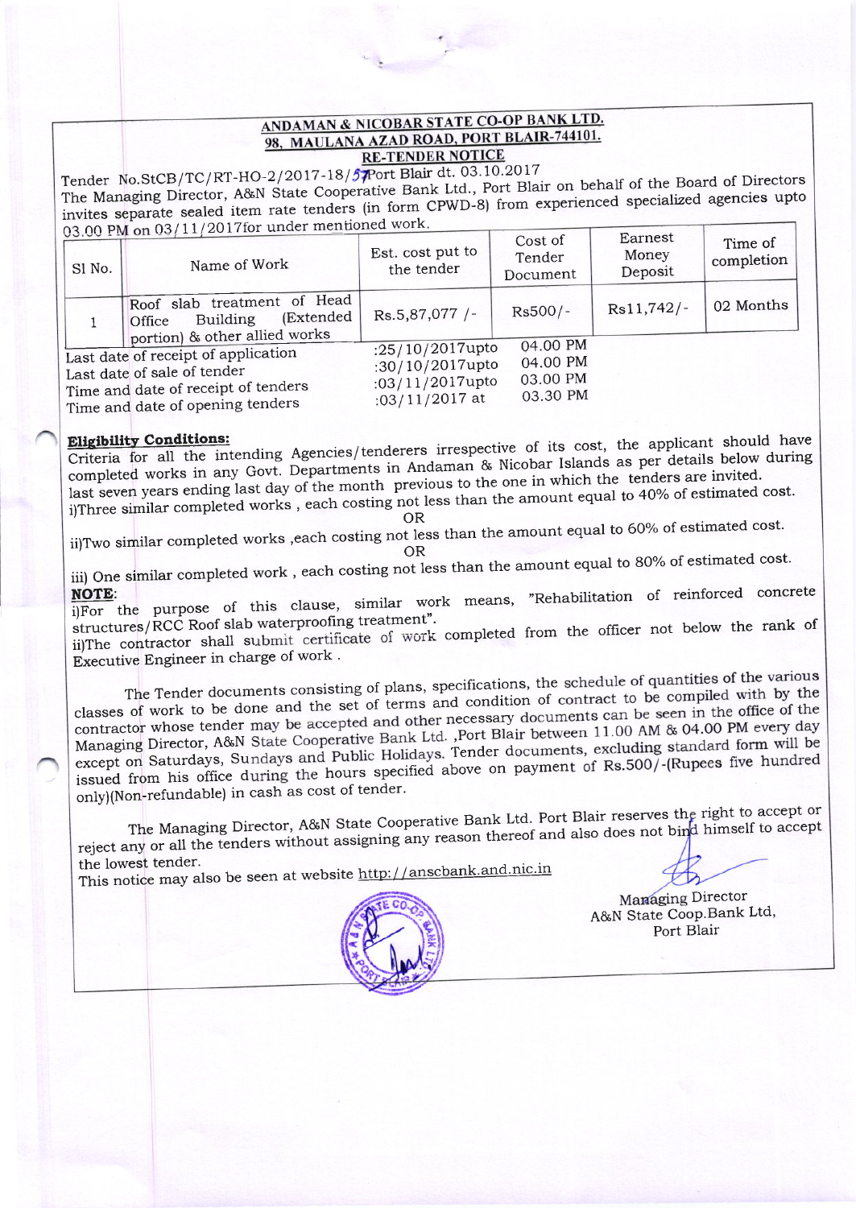# ANDAMAN & NICOBAR STATE CO-OP BANK LTD.
## 98, MAULANA AZAD ROAD, PORT BLAIR-744101.
### RE-TENDER NOTICE

Tender No.StCB/TC/RT-HO-2/2017-18/57 Port Blair dt. 03.10.2017

The Managing Director, A&N State Cooperative Bank Ltd., Port Blair on behalf of the Board of Directors invites separate sealed item rate tenders (in form CPWD-8) from experienced specialized agencies upto 03.00 PM on 03/11/2017for under mentioned work.

| Sl No. | Name of Work | Est. cost put to the tender | Cost of Tender Document | Earnest Money Deposit | Time of completion |
|---|---|---|---|---|---|
| 1 | Roof slab treatment of Head Office Building (Extended portion) & other allied works | Rs.5,87,077 /- | Rs500/- | Rs11,742/- | 02 Months |

| | | |
|---|---|---|
| Last date of receipt of application | :25/10/2017upto | 04.00 PM |
| Last date of sale of tender | :30/10/2017upto | 04.00 PM |
| Time and date of receipt of tenders | :03/11/2017upto | 03.00 PM |
| Time and date of opening tenders | :03/11/2017 at | 03.30 PM |

**Eligibility Conditions:**

Criteria for all the intending Agencies/tenderers irrespective of its cost, the applicant should have completed works in any Govt. Departments in Andaman & Nicobar Islands as per details below during last seven years ending last day of the month previous to the one in which the tenders are invited.

i)Three similar completed works , each costing not less than the amount equal to 40% of estimated cost.

OR

ii)Two similar completed works ,each costing not less than the amount equal to 60% of estimated cost.

OR

iii) One similar completed work , each costing not less than the amount equal to 80% of estimated cost.

**NOTE**:

i)For the purpose of this clause, similar work means, "Rehabilitation of reinforced concrete structures/RCC Roof slab waterproofing treatment".

ii)The contractor shall submit certificate of work completed from the officer not below the rank of Executive Engineer in charge of work .

The Tender documents consisting of plans, specifications, the schedule of quantities of the various classes of work to be done and the set of terms and condition of contract to be compiled with by the contractor whose tender may be accepted and other necessary documents can be seen in the office of the Managing Director, A&N State Cooperative Bank Ltd. ,Port Blair between 11.00 AM & 04.00 PM every day except on Saturdays, Sundays and Public Holidays. Tender documents, excluding standard form will be issued from his office during the hours specified above on payment of Rs.500/-(Rupees five hundred only)(Non-refundable) in cash as cost of tender.

The Managing Director, A&N State Cooperative Bank Ltd. Port Blair reserves the right to accept or reject any or all the tenders without assigning any reason thereof and also does not bind himself to accept the lowest tender.

This notice may also be seen at website http://anscbank.and.nic.in

Managing Director  
A&N State Coop.Bank Ltd,  
Port Blair